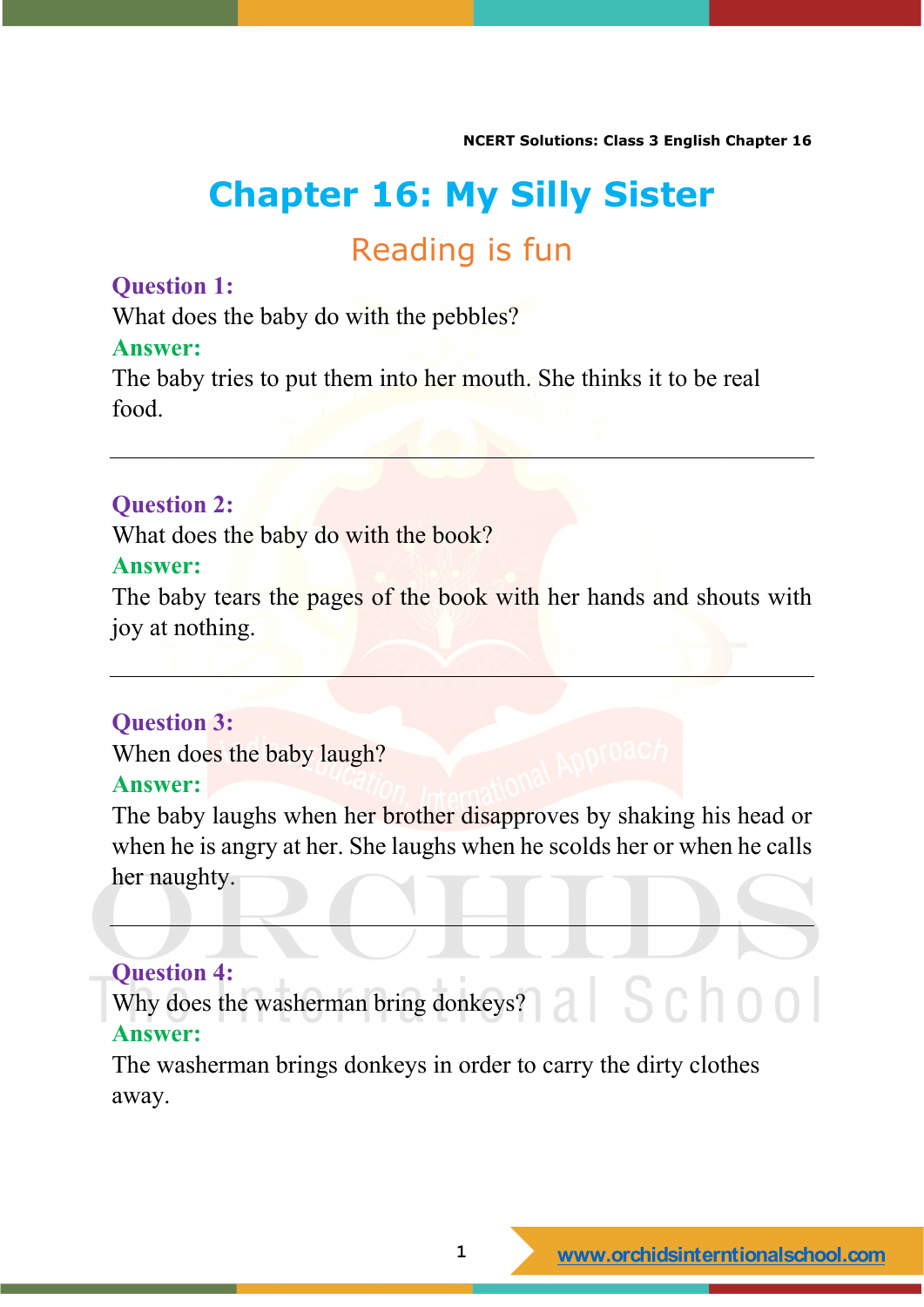# Chapter 16: My Silly Sister

## Reading is fun

**Question 1:**
What does the baby do with the pebbles?
**Answer:**
The baby tries to put them into her mouth. She thinks it to be real food.

---

**Question 2:**
What does the baby do with the book?
**Answer:**
The baby tears the pages of the book with her hands and shouts with joy at nothing.

---

**Question 3:**
When does the baby laugh?
**Answer:**
The baby laughs when her brother disapproves by shaking his head or when he is angry at her. She laughs when he scolds her or when he calls her naughty.

---

**Question 4:**
Why does the washerman bring donkeys?
**Answer:**
The washerman brings donkeys in order to carry the dirty clothes away.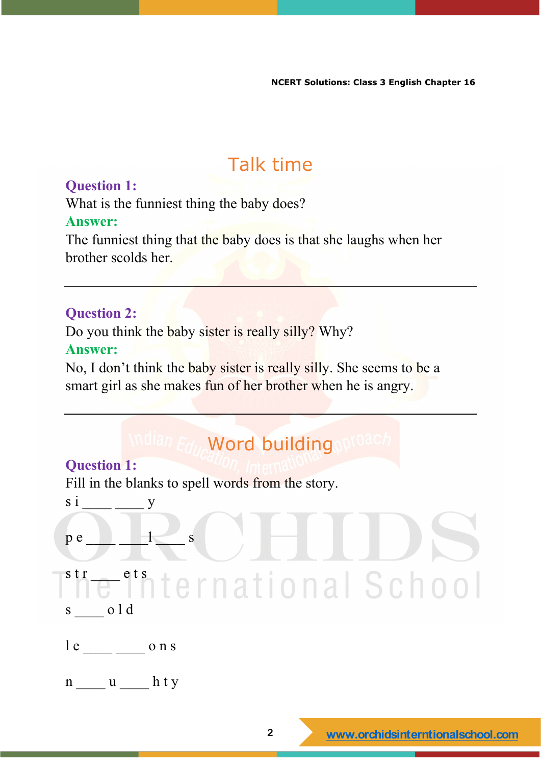## Talk time

**Question 1:**
What is the funniest thing the baby does?

**Answer:**
The funniest thing that the baby does is that she laughs when her brother scolds her.

---

**Question 2:**
Do you think the baby sister is really silly? Why?

**Answer:**
No, I don't think the baby sister is really silly. She seems to be a smart girl as she makes fun of her brother when he is angry.

---

## Word building

**Question 1:**
Fill in the blanks to spell words from the story.

s i ____ ____ y

p e ____ ____ l ____ s

s t r ____ e t s

s ____ o l d

l e ____ ____ o n s

n ____ u ____ h t y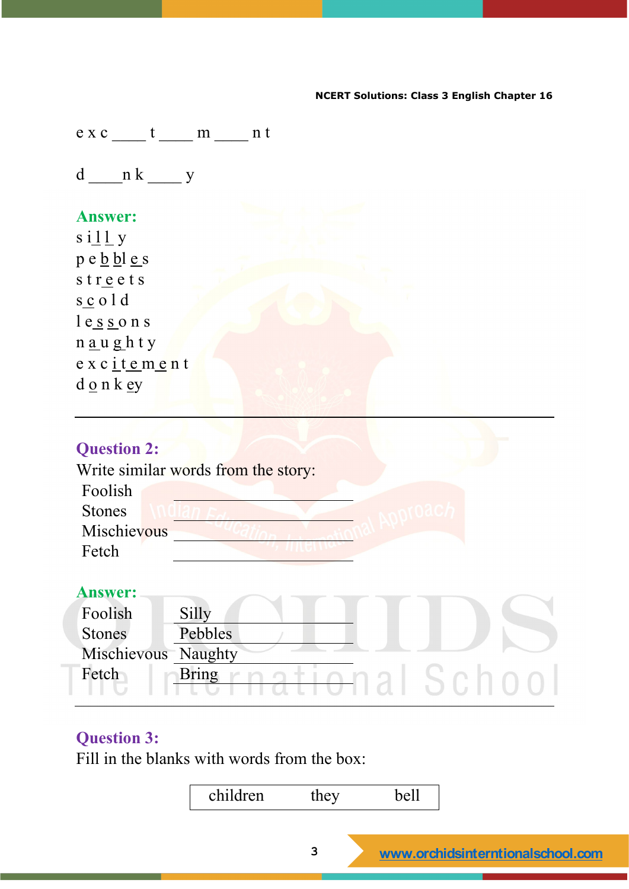e x c ____ t ____ m ____ n t

d ____ n k ____ y

**Answer:**

s i l l y
p e b bl e s
s t r e e t s
s c o l d
l e s s o n s
n a u g h t y
e x c i t e m e n t
d o n k ey

---

**Question 2:**

Write similar words from the story:

Foolish ____________
Stones ____________
Mischievous ____________
Fetch ____________

**Answer:**

| | |
|---|---|
| Foolish | Silly |
| Stones | Pebbles |
| Mischievous | Naughty |
| Fetch | Bring |

---

**Question 3:**

Fill in the blanks with words from the box:

| | | |
|---|---|---|
| children | they | bell |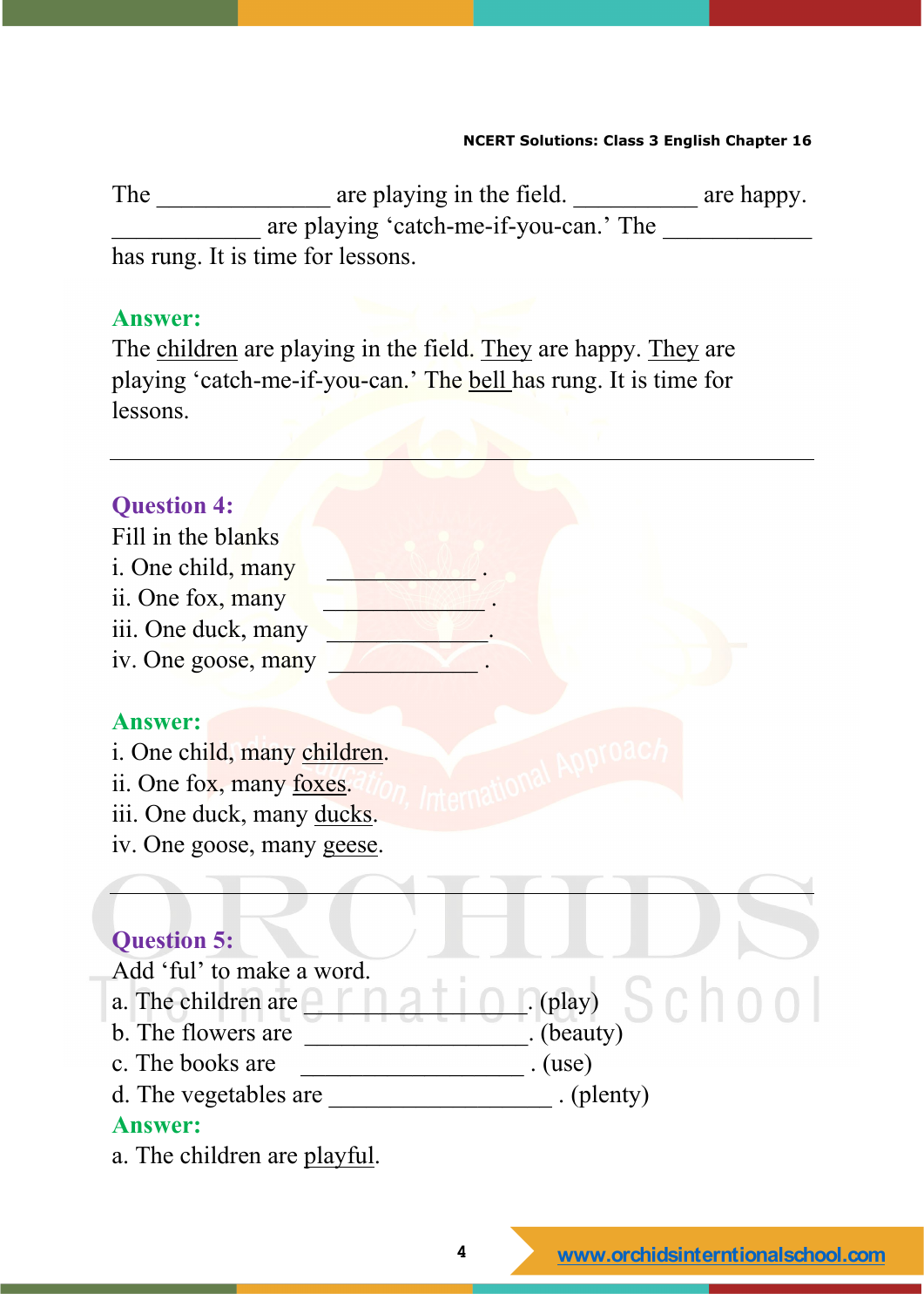The ______________ are playing in the field. __________ are happy. ____________ are playing 'catch-me-if-you-can.' The ____________ has rung. It is time for lessons.

**Answer:**

The <u>children</u> are playing in the field. <u>They</u> are happy. <u>They</u> are playing 'catch-me-if-you-can.' The <u>bell</u> has rung. It is time for lessons.

---

### Question 4:

Fill in the blanks

i. One child, many ____________ .

ii. One fox, many _____________ .

iii. One duck, many _____________.

iv. One goose, many ____________ .

**Answer:**

i. One child, many <u>children</u>.

ii. One fox, many <u>foxes</u>.

iii. One duck, many <u>ducks</u>.

iv. One goose, many <u>geese</u>.

---

### Question 5:

Add 'ful' to make a word.

a. The children are __________________. (play)

b. The flowers are __________________. (beauty)

c. The books are __________________ . (use)

d. The vegetables are __________________ . (plenty)

**Answer:**

a. The children are <u>playful</u>.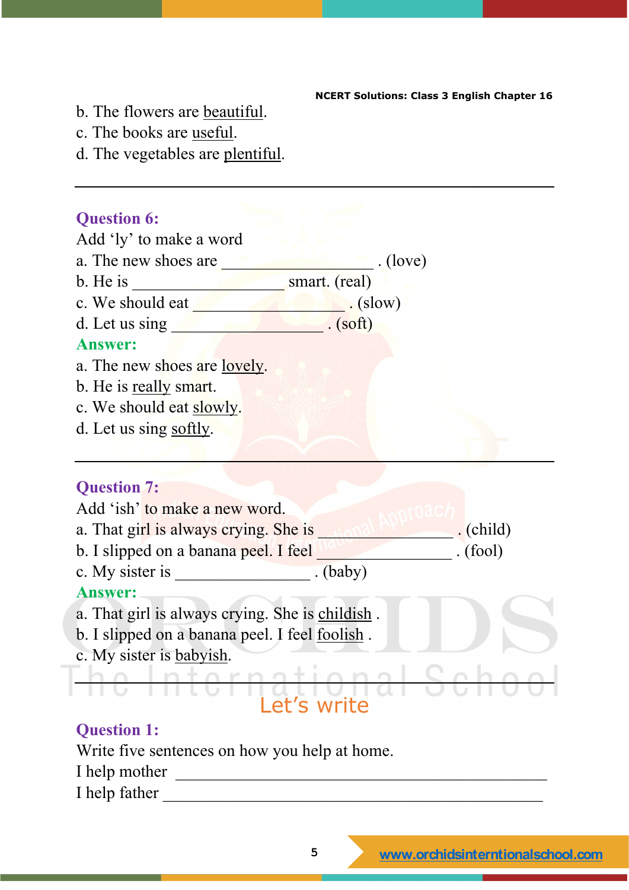b. The flowers are beautiful.
c. The books are useful.
d. The vegetables are plentiful.

---

**Question 6:**
Add 'ly' to make a word
a. The new shoes are __________________ . (love)
b. He is __________________ smart. (real)
c. We should eat __________________ . (slow)
d. Let us sing __________________ . (soft)
**Answer:**
a. The new shoes are lovely.
b. He is really smart.
c. We should eat slowly.
d. Let us sing softly.

---

**Question 7:**
Add 'ish' to make a new word.
a. That girl is always crying. She is ________________ . (child)
b. I slipped on a banana peel. I feel ________________ . (fool)
c. My sister is ________________ . (baby)
**Answer:**
a. That girl is always crying. She is childish .
b. I slipped on a banana peel. I feel foolish .
c. My sister is babyish.

---

## Let's write

**Question 1:**
Write five sentences on how you help at home.
I help mother ____________________________________________
I help father ____________________________________________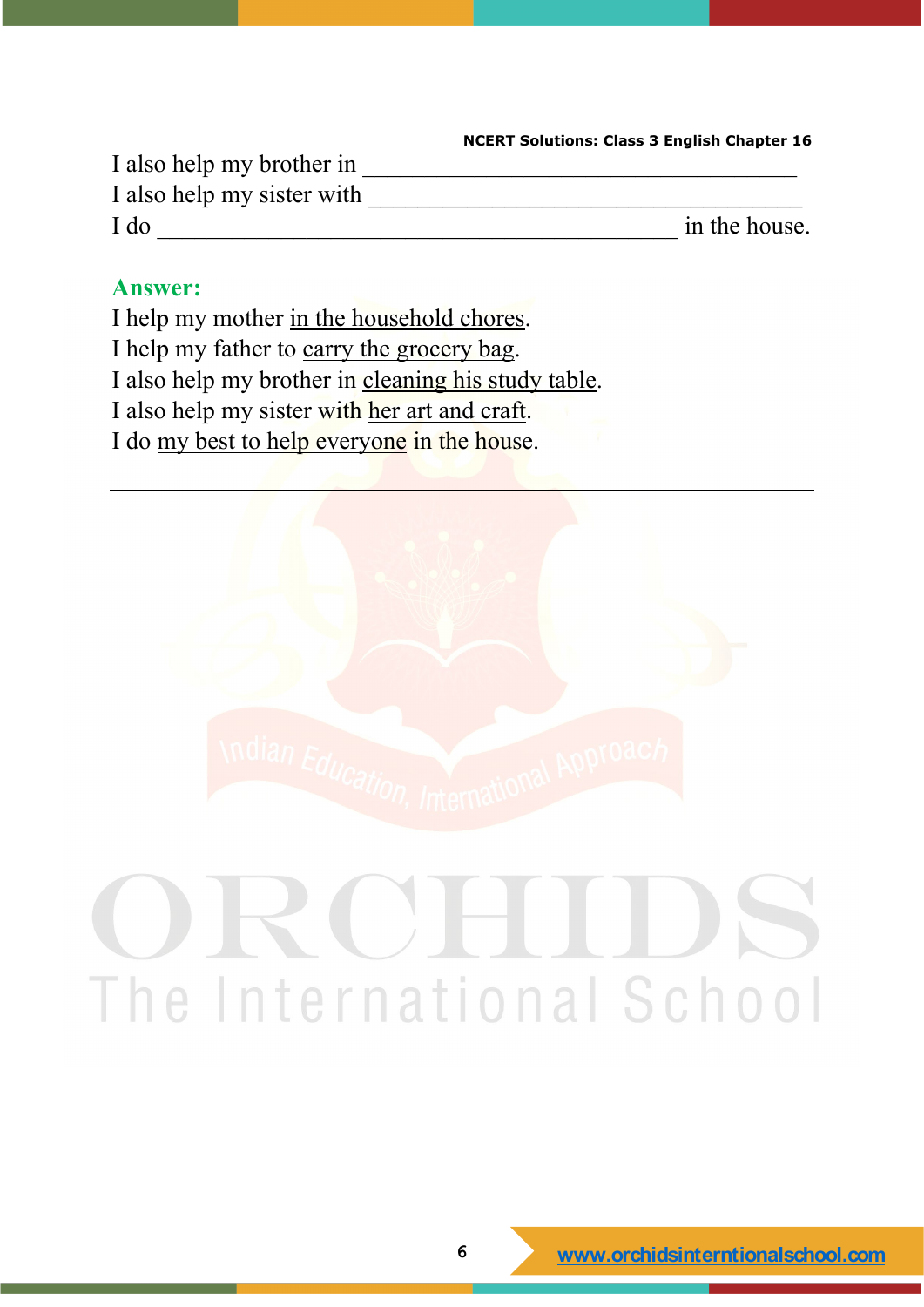I also help my brother in ____________________________________
I also help my sister with ____________________________________
I do ____________________________________________ in the house.

**Answer:**

I help my mother <u>in the household chores</u>.
I help my father to <u>carry the grocery bag</u>.
I also help my brother in <u>cleaning his study table</u>.
I also help my sister with <u>her art and craft</u>.
I do <u>my best to help everyone</u> in the house.

---